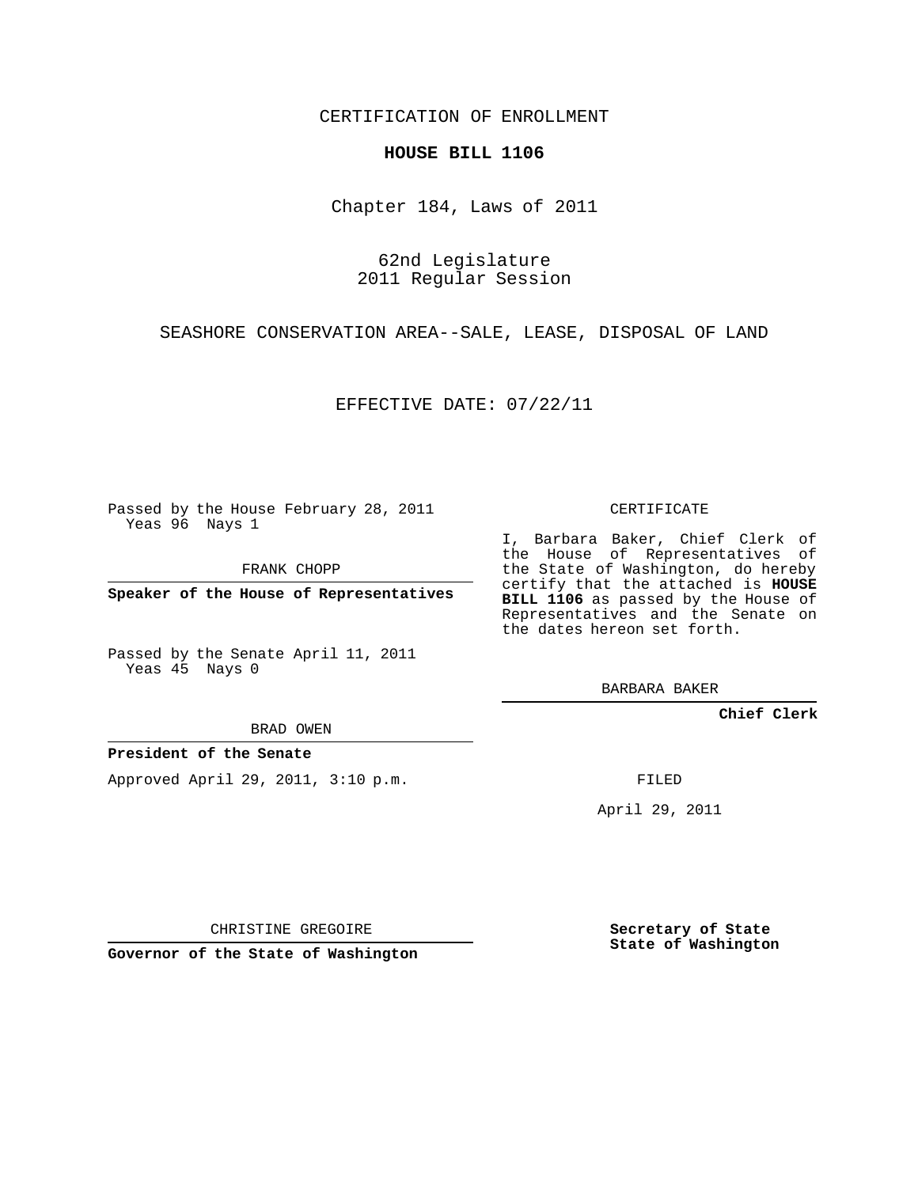CERTIFICATION OF ENROLLMENT

**HOUSE BILL 1106**

Chapter 184, Laws of 2011

62nd Legislature
2011 Regular Session

SEASHORE CONSERVATION AREA--SALE, LEASE, DISPOSAL OF LAND

EFFECTIVE DATE: 07/22/11

Passed by the House February 28, 2011
Yeas 96 Nays 1

FRANK CHOPP

**Speaker of the House of Representatives**

Passed by the Senate April 11, 2011
Yeas 45 Nays 0

BRAD OWEN

**President of the Senate**

Approved April 29, 2011, 3:10 p.m.

CHRISTINE GREGOIRE

**Governor of the State of Washington**

CERTIFICATE

I, Barbara Baker, Chief Clerk of the House of Representatives of the State of Washington, do hereby certify that the attached is **HOUSE BILL 1106** as passed by the House of Representatives and the Senate on the dates hereon set forth.

BARBARA BAKER

**Chief Clerk**

FILED

April 29, 2011

**Secretary of State**
**State of Washington**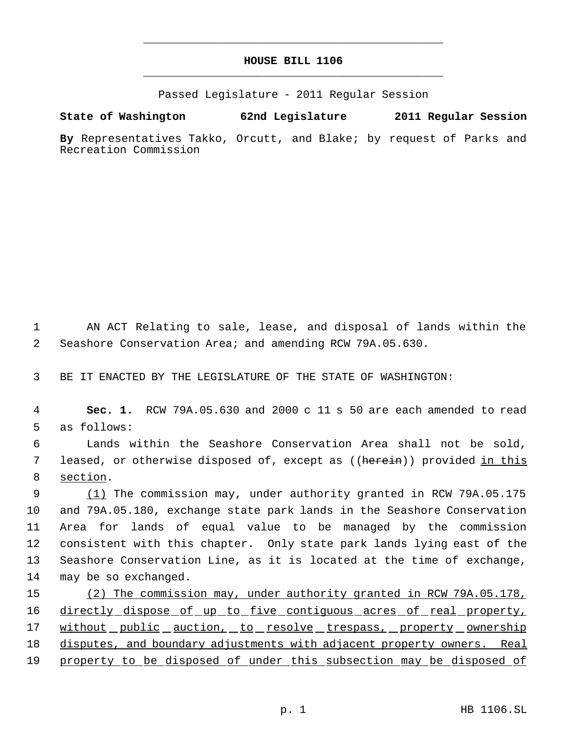# HOUSE BILL 1106

Passed Legislature - 2011 Regular Session

**State of Washington 62nd Legislature 2011 Regular Session**

**By** Representatives Takko, Orcutt, and Blake; by request of Parks and Recreation Commission

AN ACT Relating to sale, lease, and disposal of lands within the Seashore Conservation Area; and amending RCW 79A.05.630.

BE IT ENACTED BY THE LEGISLATURE OF THE STATE OF WASHINGTON:

**Sec. 1.** RCW 79A.05.630 and 2000 c 11 s 50 are each amended to read as follows:

Lands within the Seashore Conservation Area shall not be sold, leased, or otherwise disposed of, except as ((~~herein~~)) provided in this section.

(1) The commission may, under authority granted in RCW 79A.05.175 and 79A.05.180, exchange state park lands in the Seashore Conservation Area for lands of equal value to be managed by the commission consistent with this chapter. Only state park lands lying east of the Seashore Conservation Line, as it is located at the time of exchange, may be so exchanged.

(2) The commission may, under authority granted in RCW 79A.05.178, directly dispose of up to five contiguous acres of real property, without public auction, to resolve trespass, property ownership disputes, and boundary adjustments with adjacent property owners. Real property to be disposed of under this subsection may be disposed of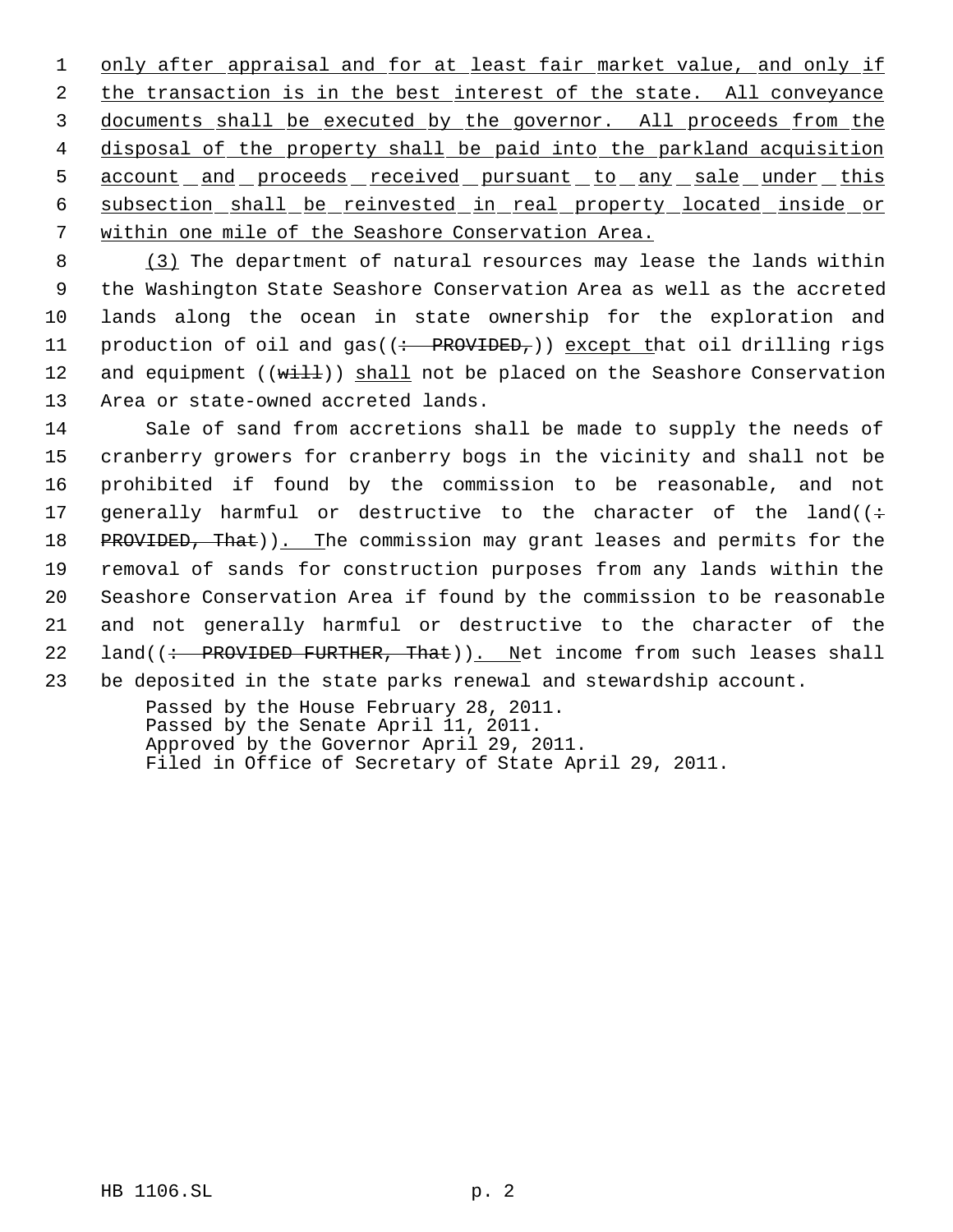only after appraisal and for at least fair market value, and only if the transaction is in the best interest of the state. All conveyance documents shall be executed by the governor. All proceeds from the disposal of the property shall be paid into the parkland acquisition account and proceeds received pursuant to any sale under this subsection shall be reinvested in real property located inside or within one mile of the Seashore Conservation Area.

(3) The department of natural resources may lease the lands within the Washington State Seashore Conservation Area as well as the accreted lands along the ocean in state ownership for the exploration and production of oil and gas((: PROVIDED,)) except that oil drilling rigs and equipment ((will)) shall not be placed on the Seashore Conservation Area or state-owned accreted lands.

Sale of sand from accretions shall be made to supply the needs of cranberry growers for cranberry bogs in the vicinity and shall not be prohibited if found by the commission to be reasonable, and not generally harmful or destructive to the character of the land((: PROVIDED, That)). The commission may grant leases and permits for the removal of sands for construction purposes from any lands within the Seashore Conservation Area if found by the commission to be reasonable and not generally harmful or destructive to the character of the land((: PROVIDED FURTHER, That)). Net income from such leases shall be deposited in the state parks renewal and stewardship account.

Passed by the House February 28, 2011.
Passed by the Senate April 11, 2011.
Approved by the Governor April 29, 2011.
Filed in Office of Secretary of State April 29, 2011.